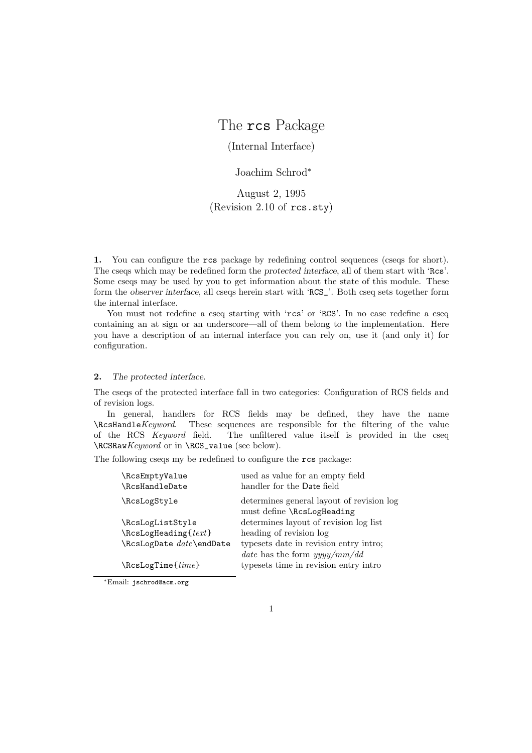# The rcs Package

(Internal Interface)

Joachim Schrod*

August 2, 1995
(Revision 2.10 of rcs.sty)

**1.** You can configure the rcs package by redefining control sequences (cseqs for short). The cseqs which may be redefined form the *protected interface*, all of them start with 'Rcs'. Some cseqs may be used by you to get information about the state of this module. These form the *observer interface*, all cseqs herein start with 'RCS_'. Both cseq sets together form the internal interface.

You must not redefine a cseq starting with 'rcs' or 'RCS'. In no case redefine a cseq containing an at sign or an underscore—all of them belong to the implementation. Here you have a description of an internal interface you can rely on, use it (and only it) for configuration.

**2.** *The protected interface.*

The cseqs of the protected interface fall in two categories: Configuration of RCS fields and of revision logs.

In general, handlers for RCS fields may be defined, they have the name `\RcsHandle`*Keyword*. These sequences are responsible for the filtering of the value of the RCS *Keyword* field. The unfiltered value itself is provided in the cseq `\RCSRaw`*Keyword* or in `\RCS_value` (see below).

The following cseqs my be redefined to configure the rcs package:

| | |
|---|---|
| `\RcsEmptyValue` | used as value for an empty field |
| `\RcsHandleDate` | handler for the Date field |
| `\RcsLogStyle` | determines general layout of revision log must define `\RcsLogHeading` |
| `\RcsLogListStyle` | determines layout of revision log list |
| `\RcsLogHeading{`*text*`}` | heading of revision log |
| `\RcsLogDate` *date*`\endDate` | typesets date in revision entry intro; *date* has the form *yyyy/mm/dd* |
| `\RcsLogTime{`*time*`}` | typesets time in revision entry intro |

*Email: jschrod@acm.org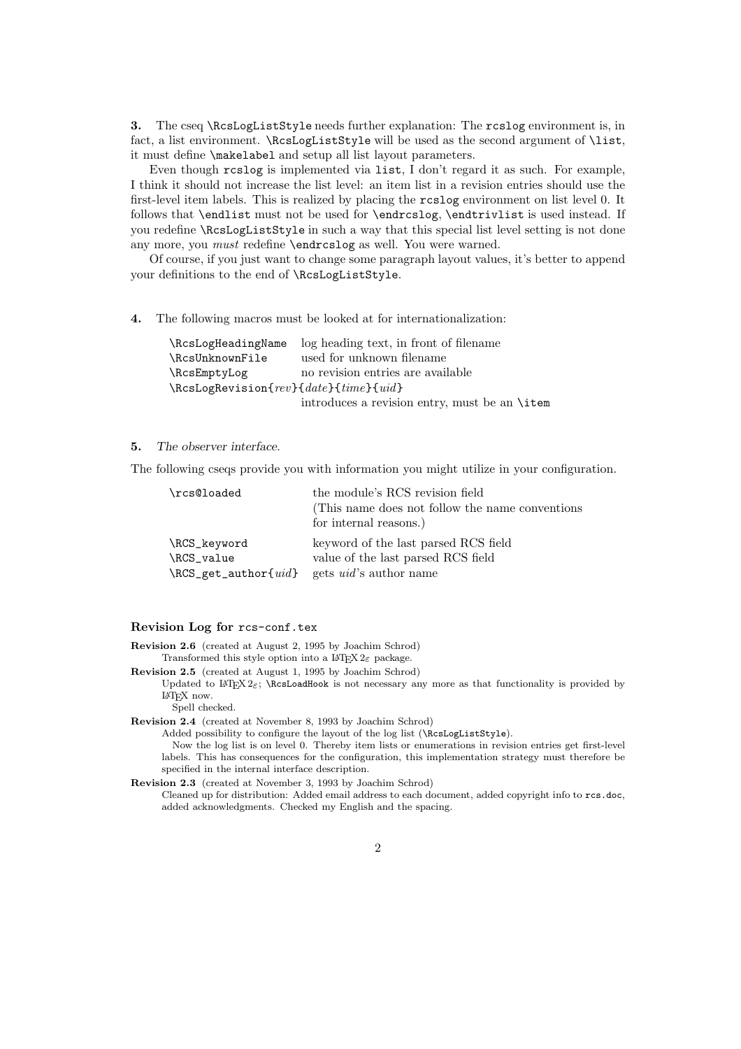**3.** The cseq `\RcsLogListStyle` needs further explanation: The `rcslog` environment is, in fact, a list environment. `\RcsLogListStyle` will be used as the second argument of `\list`, it must define `\makelabel` and setup all list layout parameters.

Even though `rcslog` is implemented via `list`, I don't regard it as such. For example, I think it should not increase the list level: an item list in a revision entries should use the first-level item labels. This is realized by placing the `rcslog` environment on list level 0. It follows that `\endlist` must not be used for `\endrcslog`, `\endtrivlist` is used instead. If you redefine `\RcsLogListStyle` in such a way that this special list level setting is not done any more, you *must* redefine `\endrcslog` as well. You were warned.

Of course, if you just want to change some paragraph layout values, it's better to append your definitions to the end of `\RcsLogListStyle`.

**4.** The following macros must be looked at for internationalization:

| | |
|---|---|
| `\RcsLogHeadingName` | log heading text, in front of filename |
| `\RcsUnknownFile` | used for unknown filename |
| `\RcsEmptyLog` | no revision entries are available |
| `\RcsLogRevision{`*rev*`}{`*date*`}{`*time*`}{`*uid*`}` | |
| | introduces a revision entry, must be an `\item` |

**5.** *The observer interface.*

The following cseqs provide you with information you might utilize in your configuration.

| | |
|---|---|
| `\rcs@loaded` | the module's RCS revision field (This name does not follow the name conventions for internal reasons.) |
| `\RCS_keyword` | keyword of the last parsed RCS field |
| `\RCS_value` | value of the last parsed RCS field |
| `\RCS_get_author{`*uid*`}` | gets *uid*'s author name |

### Revision Log for `rcs-conf.tex`

**Revision 2.6** (created at August 2, 1995 by Joachim Schrod)
Transformed this style option into a LaTeX $2_\varepsilon$ package.

**Revision 2.5** (created at August 1, 1995 by Joachim Schrod)
Updated to LaTeX $2_\varepsilon$; `\RcsLoadHook` is not necessary any more as that functionality is provided by LaTeX now.
Spell checked.

**Revision 2.4** (created at November 8, 1993 by Joachim Schrod)
Added possibility to configure the layout of the log list (`\RcsLogListStyle`).
Now the log list is on level 0. Thereby item lists or enumerations in revision entries get first-level labels. This has consequences for the configuration, this implementation strategy must therefore be specified in the internal interface description.

**Revision 2.3** (created at November 3, 1993 by Joachim Schrod)
Cleaned up for distribution: Added email address to each document, added copyright info to `rcs.doc`, added acknowledgments. Checked my English and the spacing.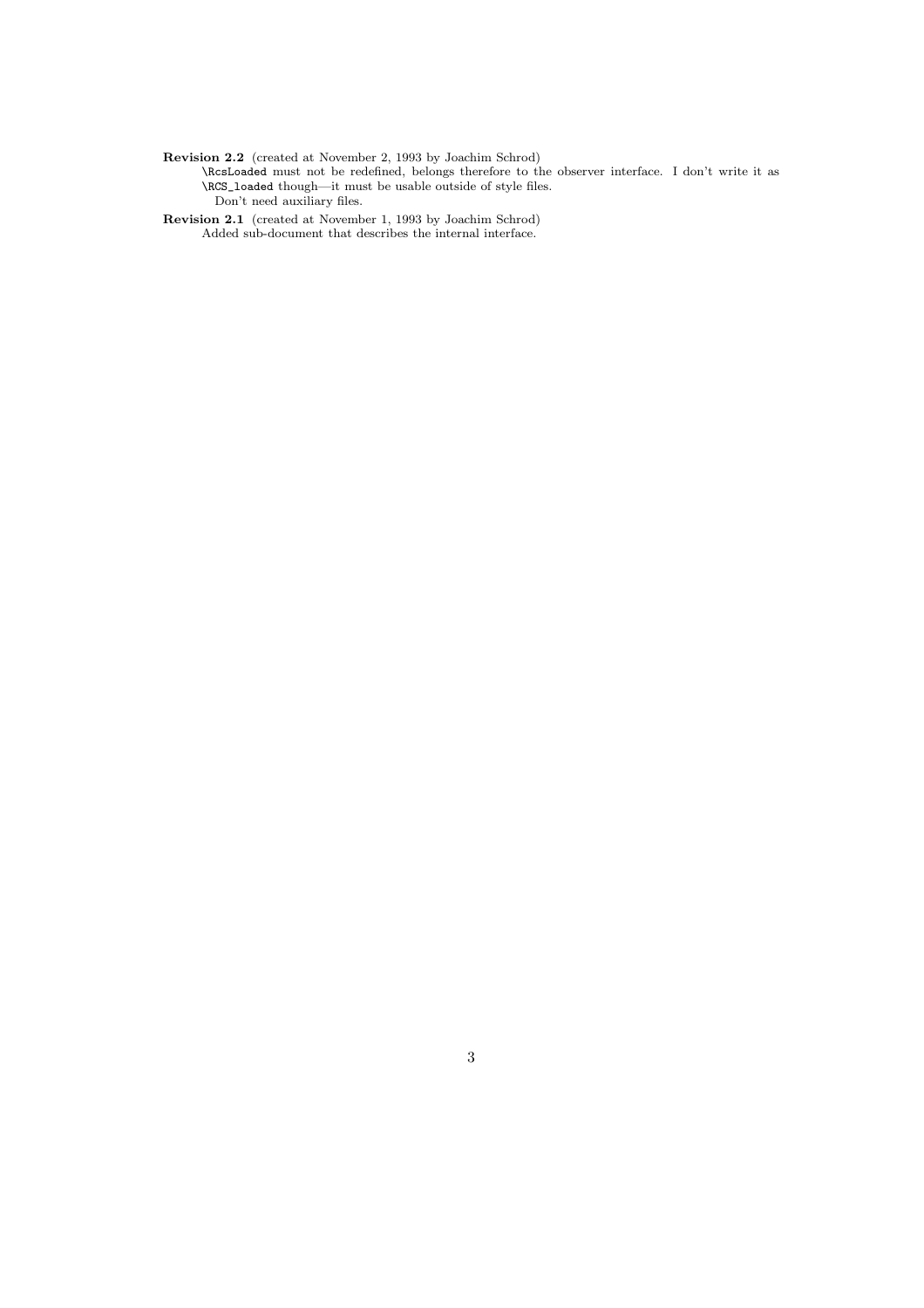**Revision 2.2** (created at November 2, 1993 by Joachim Schrod)

`\RcsLoaded` must not be redefined, belongs therefore to the observer interface. I don't write it as `\RCS_loaded` though—it must be usable outside of style files.

Don't need auxiliary files.

**Revision 2.1** (created at November 1, 1993 by Joachim Schrod)

Added sub-document that describes the internal interface.